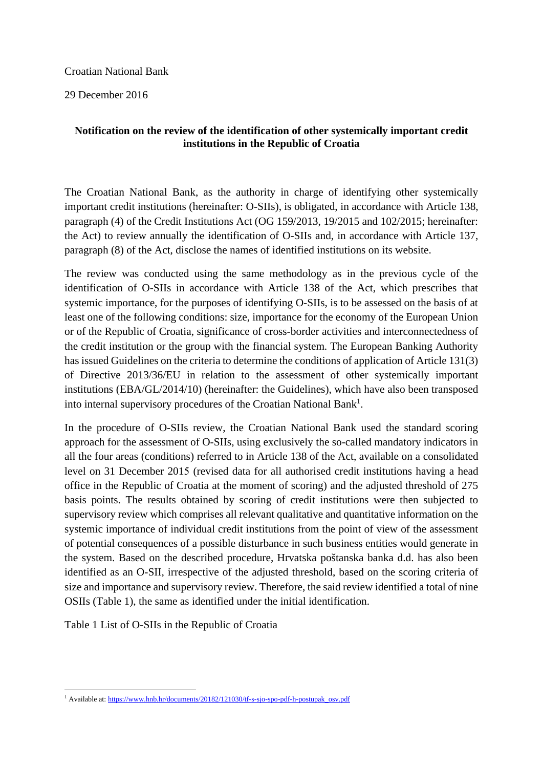Croatian National Bank

29 December 2016

**Notification on the review of the identification of other systemically important credit institutions in the Republic of Croatia**

The Croatian National Bank, as the authority in charge of identifying other systemically important credit institutions (hereinafter: O-SIIs), is obligated, in accordance with Article 138, paragraph (4) of the Credit Institutions Act (OG 159/2013, 19/2015 and 102/2015; hereinafter: the Act) to review annually the identification of O-SIIs and, in accordance with Article 137, paragraph (8) of the Act, disclose the names of identified institutions on its website.

The review was conducted using the same methodology as in the previous cycle of the identification of O-SIIs in accordance with Article 138 of the Act, which prescribes that systemic importance, for the purposes of identifying O-SIIs, is to be assessed on the basis of at least one of the following conditions: size, importance for the economy of the European Union or of the Republic of Croatia, significance of cross-border activities and interconnectedness of the credit institution or the group with the financial system. The European Banking Authority has issued Guidelines on the criteria to determine the conditions of application of Article 131(3) of Directive 2013/36/EU in relation to the assessment of other systemically important institutions (EBA/GL/2014/10) (hereinafter: the Guidelines), which have also been transposed into internal supervisory procedures of the Croatian National Bank[1].

In the procedure of O-SIIs review, the Croatian National Bank used the standard scoring approach for the assessment of O-SIIs, using exclusively the so-called mandatory indicators in all the four areas (conditions) referred to in Article 138 of the Act, available on a consolidated level on 31 December 2015 (revised data for all authorised credit institutions having a head office in the Republic of Croatia at the moment of scoring) and the adjusted threshold of 275 basis points. The results obtained by scoring of credit institutions were then subjected to supervisory review which comprises all relevant qualitative and quantitative information on the systemic importance of individual credit institutions from the point of view of the assessment of potential consequences of a possible disturbance in such business entities would generate in the system. Based on the described procedure, Hrvatska poštanska banka d.d. has also been identified as an O-SII, irrespective of the adjusted threshold, based on the scoring criteria of size and importance and supervisory review. Therefore, the said review identified a total of nine OSIIs (Table 1), the same as identified under the initial identification.

Table 1 List of O-SIIs in the Republic of Croatia

[1] Available at: https://www.hnb.hr/documents/20182/121030/tf-s-sjo-spo-pdf-h-postupak_osv.pdf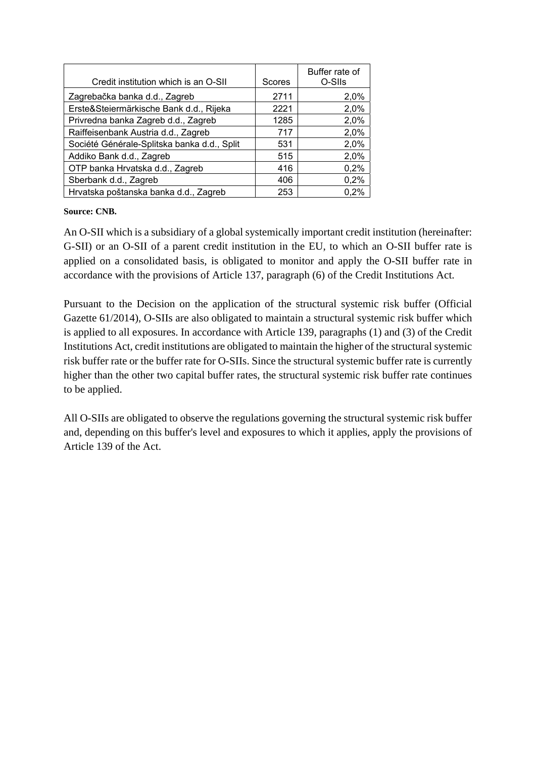| Credit institution which is an O-SII | Scores | Buffer rate of O-SIIs |
| --- | --- | --- |
| Zagrebačka banka d.d., Zagreb | 2711 | 2,0% |
| Erste&Steiermärkische Bank d.d., Rijeka | 2221 | 2,0% |
| Privredna banka Zagreb d.d., Zagreb | 1285 | 2,0% |
| Raiffeisenbank Austria d.d., Zagreb | 717 | 2,0% |
| Société Générale-Splitska banka d.d., Split | 531 | 2,0% |
| Addiko Bank d.d., Zagreb | 515 | 2,0% |
| OTP banka Hrvatska d.d., Zagreb | 416 | 0,2% |
| Sberbank d.d., Zagreb | 406 | 0,2% |
| Hrvatska poštanska banka d.d., Zagreb | 253 | 0,2% |

**Source: CNB.**

An O-SII which is a subsidiary of a global systemically important credit institution (hereinafter: G-SII) or an O-SII of a parent credit institution in the EU, to which an O-SII buffer rate is applied on a consolidated basis, is obligated to monitor and apply the O-SII buffer rate in accordance with the provisions of Article 137, paragraph (6) of the Credit Institutions Act.

Pursuant to the Decision on the application of the structural systemic risk buffer (Official Gazette 61/2014), O-SIIs are also obligated to maintain a structural systemic risk buffer which is applied to all exposures. In accordance with Article 139, paragraphs (1) and (3) of the Credit Institutions Act, credit institutions are obligated to maintain the higher of the structural systemic risk buffer rate or the buffer rate for O-SIIs. Since the structural systemic buffer rate is currently higher than the other two capital buffer rates, the structural systemic risk buffer rate continues to be applied.

All O-SIIs are obligated to observe the regulations governing the structural systemic risk buffer and, depending on this buffer's level and exposures to which it applies, apply the provisions of Article 139 of the Act.